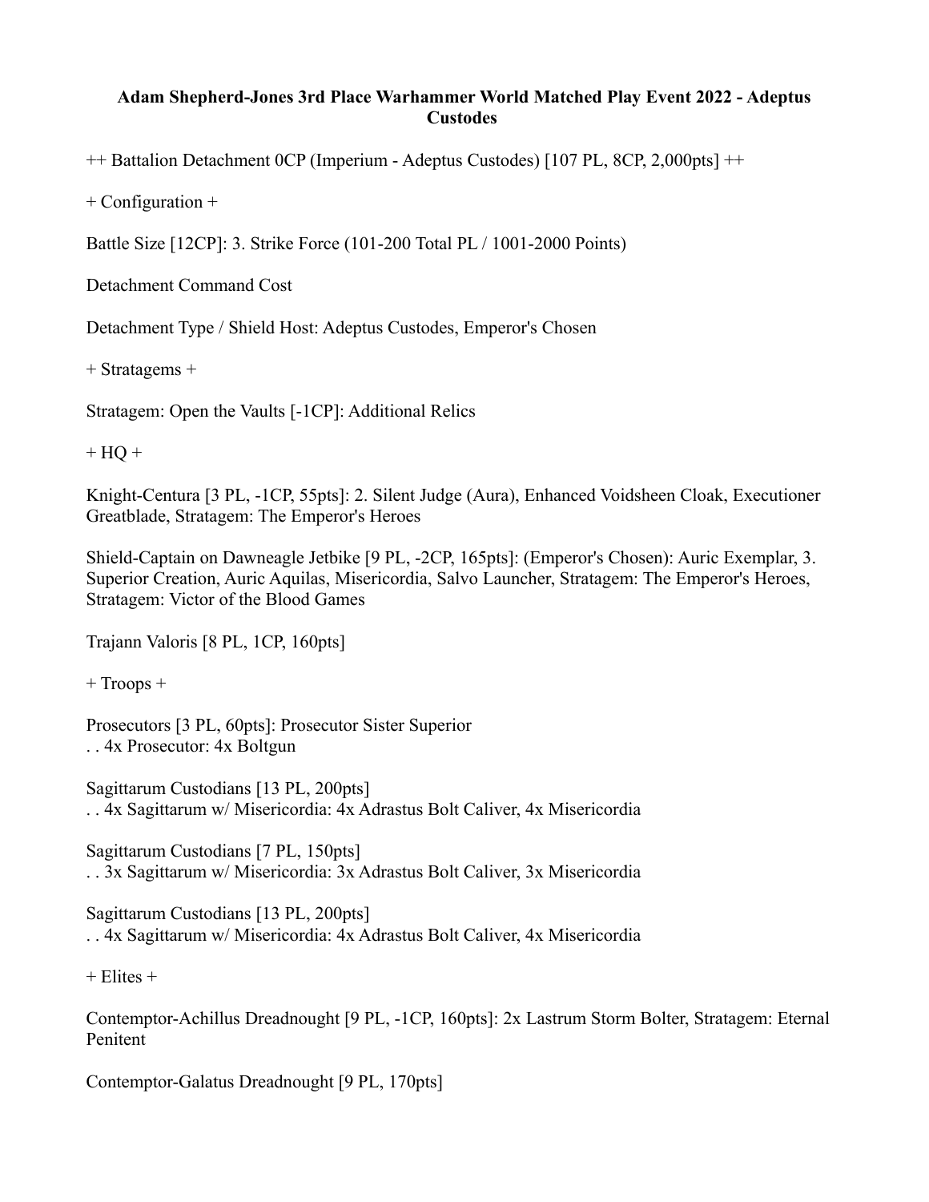**Adam Shepherd-Jones 3rd Place Warhammer World Matched Play Event 2022 - Adeptus Custodes**

++ Battalion Detachment 0CP (Imperium - Adeptus Custodes) [107 PL, 8CP, 2,000pts] ++

+ Configuration +

Battle Size [12CP]: 3. Strike Force (101-200 Total PL / 1001-2000 Points)

Detachment Command Cost

Detachment Type / Shield Host: Adeptus Custodes, Emperor's Chosen

+ Stratagems +

Stratagem: Open the Vaults [-1CP]: Additional Relics

+ HQ +

Knight-Centura [3 PL, -1CP, 55pts]: 2. Silent Judge (Aura), Enhanced Voidsheen Cloak, Executioner Greatblade, Stratagem: The Emperor's Heroes

Shield-Captain on Dawneagle Jetbike [9 PL, -2CP, 165pts]: (Emperor's Chosen): Auric Exemplar, 3. Superior Creation, Auric Aquilas, Misericordia, Salvo Launcher, Stratagem: The Emperor's Heroes, Stratagem: Victor of the Blood Games

Trajann Valoris [8 PL, 1CP, 160pts]

+ Troops +

Prosecutors [3 PL, 60pts]: Prosecutor Sister Superior
. . 4x Prosecutor: 4x Boltgun

Sagittarum Custodians [13 PL, 200pts]
. . 4x Sagittarum w/ Misericordia: 4x Adrastus Bolt Caliver, 4x Misericordia

Sagittarum Custodians [7 PL, 150pts]
. . 3x Sagittarum w/ Misericordia: 3x Adrastus Bolt Caliver, 3x Misericordia

Sagittarum Custodians [13 PL, 200pts]
. . 4x Sagittarum w/ Misericordia: 4x Adrastus Bolt Caliver, 4x Misericordia

+ Elites +

Contemptor-Achillus Dreadnought [9 PL, -1CP, 160pts]: 2x Lastrum Storm Bolter, Stratagem: Eternal Penitent

Contemptor-Galatus Dreadnought [9 PL, 170pts]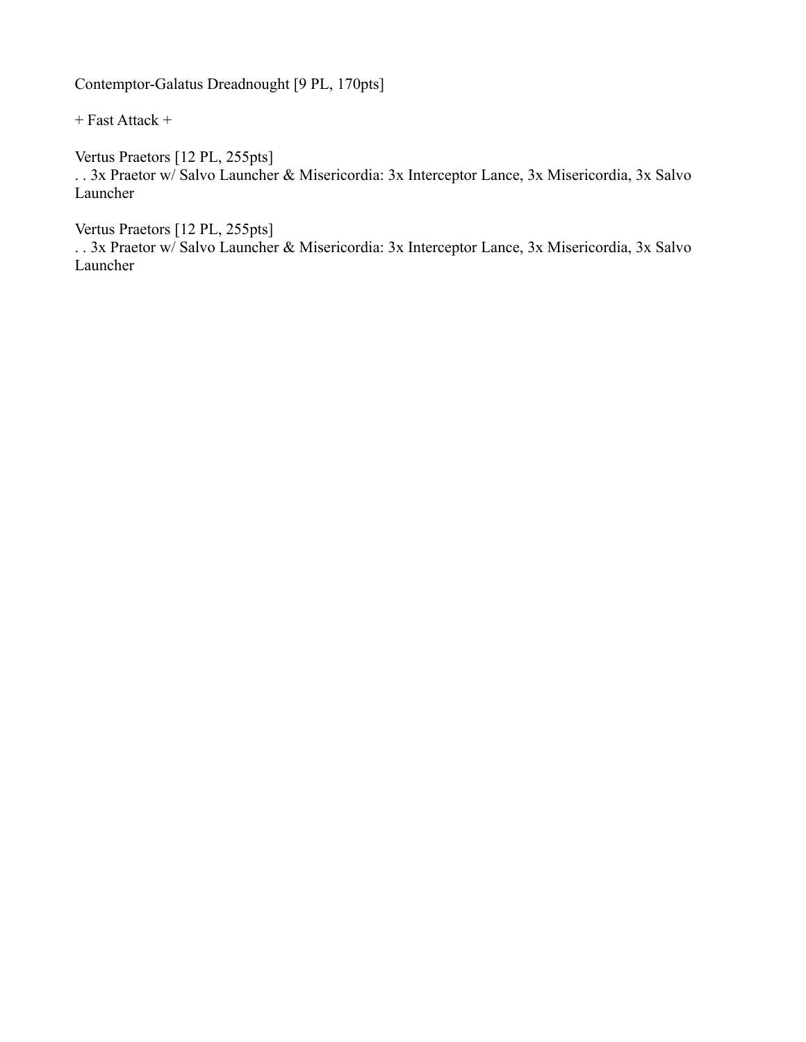Contemptor-Galatus Dreadnought [9 PL, 170pts]

+ Fast Attack +

Vertus Praetors [12 PL, 255pts]
. . 3x Praetor w/ Salvo Launcher & Misericordia: 3x Interceptor Lance, 3x Misericordia, 3x Salvo Launcher

Vertus Praetors [12 PL, 255pts]
. . 3x Praetor w/ Salvo Launcher & Misericordia: 3x Interceptor Lance, 3x Misericordia, 3x Salvo Launcher